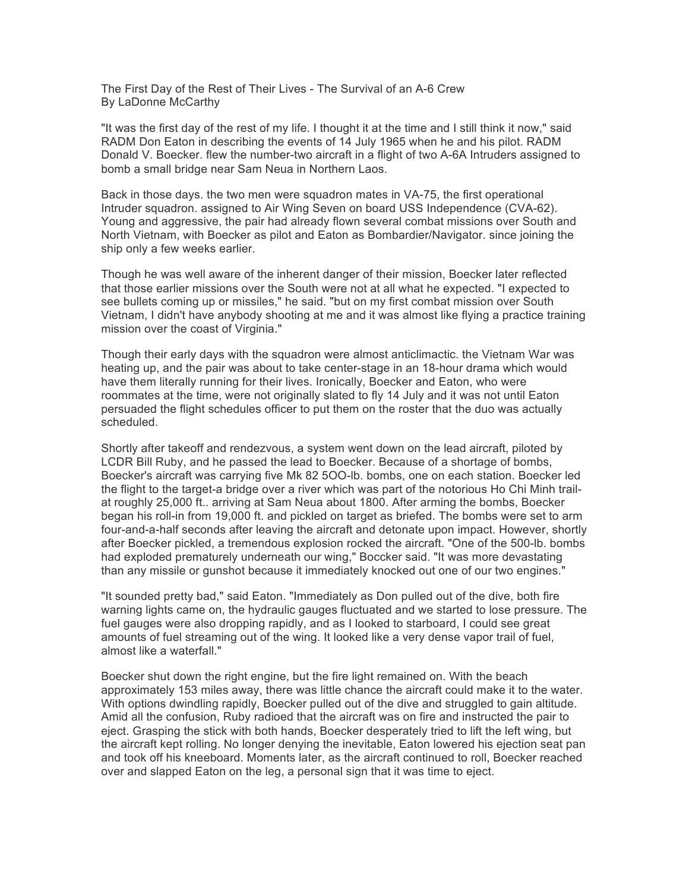The First Day of the Rest of Their Lives - The Survival of an A-6 Crew
By LaDonne McCarthy

"It was the first day of the rest of my life. I thought it at the time and I still think it now," said RADM Don Eaton in describing the events of 14 July 1965 when he and his pilot. RADM Donald V. Boecker. flew the number-two aircraft in a flight of two A-6A Intruders assigned to bomb a small bridge near Sam Neua in Northern Laos.

Back in those days. the two men were squadron mates in VA-75, the first operational Intruder squadron. assigned to Air Wing Seven on board USS Independence (CVA-62). Young and aggressive, the pair had already flown several combat missions over South and North Vietnam, with Boecker as pilot and Eaton as Bombardier/Navigator. since joining the ship only a few weeks earlier.

Though he was well aware of the inherent danger of their mission, Boecker later reflected that those earlier missions over the South were not at all what he expected. "I expected to see bullets coming up or missiles," he said. "but on my first combat mission over South Vietnam, I didn't have anybody shooting at me and it was almost like flying a practice training mission over the coast of Virginia."

Though their early days with the squadron were almost anticlimactic. the Vietnam War was heating up, and the pair was about to take center-stage in an 18-hour drama which would have them literally running for their lives. Ironically, Boecker and Eaton, who were roommates at the time, were not originally slated to fly 14 July and it was not until Eaton persuaded the flight schedules officer to put them on the roster that the duo was actually scheduled.

Shortly after takeoff and rendezvous, a system went down on the lead aircraft, piloted by LCDR Bill Ruby, and he passed the lead to Boecker. Because of a shortage of bombs, Boecker's aircraft was carrying five Mk 82 5OO-lb. bombs, one on each station. Boecker led the flight to the target-a bridge over a river which was part of the notorious Ho Chi Minh trail-at roughly 25,000 ft.. arriving at Sam Neua about 1800. After arming the bombs, Boecker began his roll-in from 19,000 ft. and pickled on target as briefed. The bombs were set to arm four-and-a-half seconds after leaving the aircraft and detonate upon impact. However, shortly after Boecker pickled, a tremendous explosion rocked the aircraft. "One of the 500-lb. bombs had exploded prematurely underneath our wing," Boccker said. "It was more devastating than any missile or gunshot because it immediately knocked out one of our two engines."

"It sounded pretty bad," said Eaton. "Immediately as Don pulled out of the dive, both fire warning lights came on, the hydraulic gauges fluctuated and we started to lose pressure. The fuel gauges were also dropping rapidly, and as I looked to starboard, I could see great amounts of fuel streaming out of the wing. It looked like a very dense vapor trail of fuel, almost like a waterfall."

Boecker shut down the right engine, but the fire light remained on. With the beach approximately 153 miles away, there was little chance the aircraft could make it to the water. With options dwindling rapidly, Boecker pulled out of the dive and struggled to gain altitude. Amid all the confusion, Ruby radioed that the aircraft was on fire and instructed the pair to eject. Grasping the stick with both hands, Boecker desperately tried to lift the left wing, but the aircraft kept rolling. No longer denying the inevitable, Eaton lowered his ejection seat pan and took off his kneeboard. Moments later, as the aircraft continued to roll, Boecker reached over and slapped Eaton on the leg, a personal sign that it was time to eject.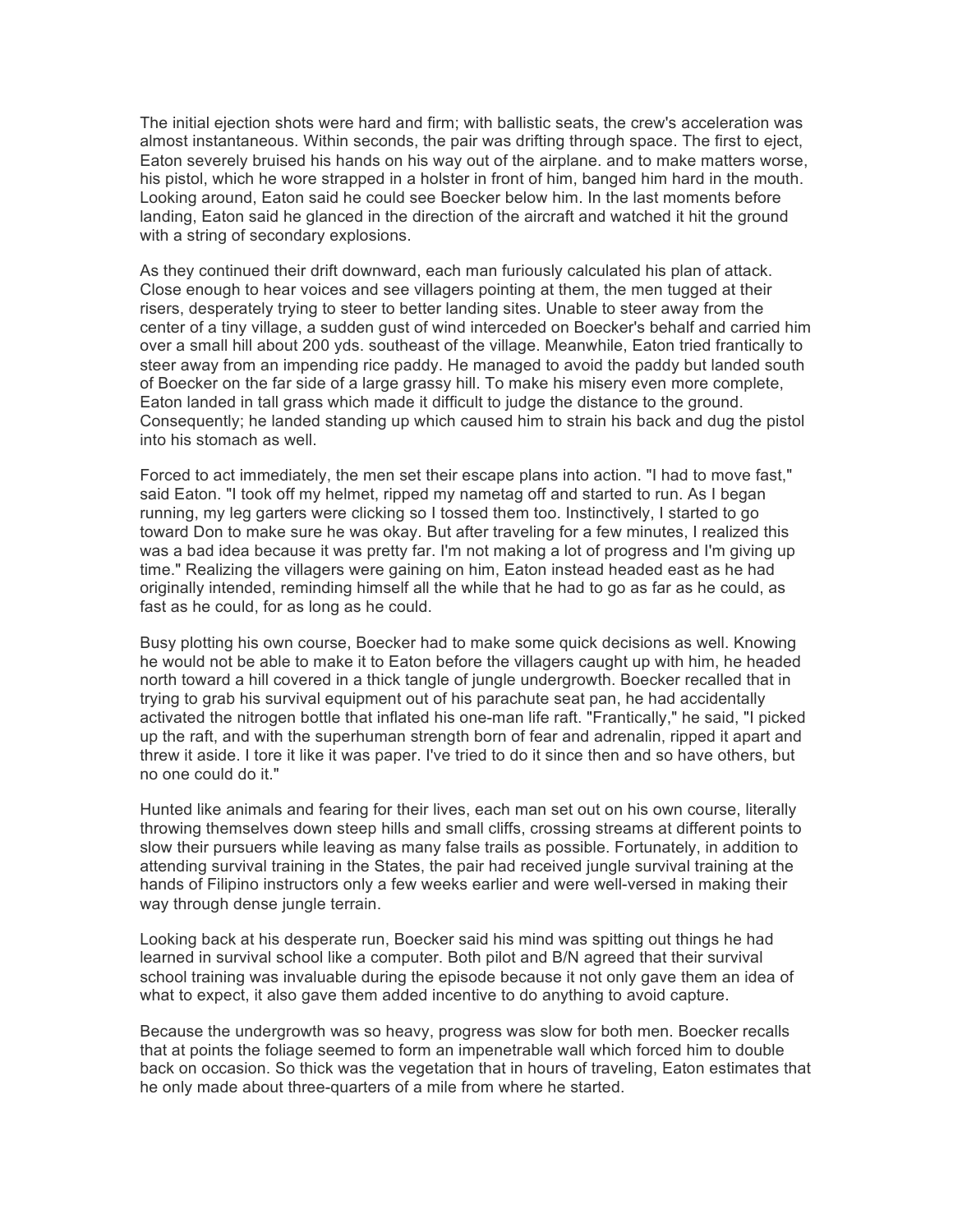The initial ejection shots were hard and firm; with ballistic seats, the crew's acceleration was almost instantaneous. Within seconds, the pair was drifting through space. The first to eject, Eaton severely bruised his hands on his way out of the airplane. and to make matters worse, his pistol, which he wore strapped in a holster in front of him, banged him hard in the mouth. Looking around, Eaton said he could see Boecker below him. In the last moments before landing, Eaton said he glanced in the direction of the aircraft and watched it hit the ground with a string of secondary explosions.

As they continued their drift downward, each man furiously calculated his plan of attack. Close enough to hear voices and see villagers pointing at them, the men tugged at their risers, desperately trying to steer to better landing sites. Unable to steer away from the center of a tiny village, a sudden gust of wind interceded on Boecker's behalf and carried him over a small hill about 200 yds. southeast of the village. Meanwhile, Eaton tried frantically to steer away from an impending rice paddy. He managed to avoid the paddy but landed south of Boecker on the far side of a large grassy hill. To make his misery even more complete, Eaton landed in tall grass which made it difficult to judge the distance to the ground. Consequently; he landed standing up which caused him to strain his back and dug the pistol into his stomach as well.

Forced to act immediately, the men set their escape plans into action. "I had to move fast," said Eaton. "I took off my helmet, ripped my nametag off and started to run. As I began running, my leg garters were clicking so I tossed them too. Instinctively, I started to go toward Don to make sure he was okay. But after traveling for a few minutes, I realized this was a bad idea because it was pretty far. I'm not making a lot of progress and I'm giving up time." Realizing the villagers were gaining on him, Eaton instead headed east as he had originally intended, reminding himself all the while that he had to go as far as he could, as fast as he could, for as long as he could.

Busy plotting his own course, Boecker had to make some quick decisions as well. Knowing he would not be able to make it to Eaton before the villagers caught up with him, he headed north toward a hill covered in a thick tangle of jungle undergrowth. Boecker recalled that in trying to grab his survival equipment out of his parachute seat pan, he had accidentally activated the nitrogen bottle that inflated his one-man life raft. "Frantically," he said, "I picked up the raft, and with the superhuman strength born of fear and adrenalin, ripped it apart and threw it aside. I tore it like it was paper. I've tried to do it since then and so have others, but no one could do it."

Hunted like animals and fearing for their lives, each man set out on his own course, literally throwing themselves down steep hills and small cliffs, crossing streams at different points to slow their pursuers while leaving as many false trails as possible. Fortunately, in addition to attending survival training in the States, the pair had received jungle survival training at the hands of Filipino instructors only a few weeks earlier and were well-versed in making their way through dense jungle terrain.

Looking back at his desperate run, Boecker said his mind was spitting out things he had learned in survival school like a computer. Both pilot and B/N agreed that their survival school training was invaluable during the episode because it not only gave them an idea of what to expect, it also gave them added incentive to do anything to avoid capture.

Because the undergrowth was so heavy, progress was slow for both men. Boecker recalls that at points the foliage seemed to form an impenetrable wall which forced him to double back on occasion. So thick was the vegetation that in hours of traveling, Eaton estimates that he only made about three-quarters of a mile from where he started.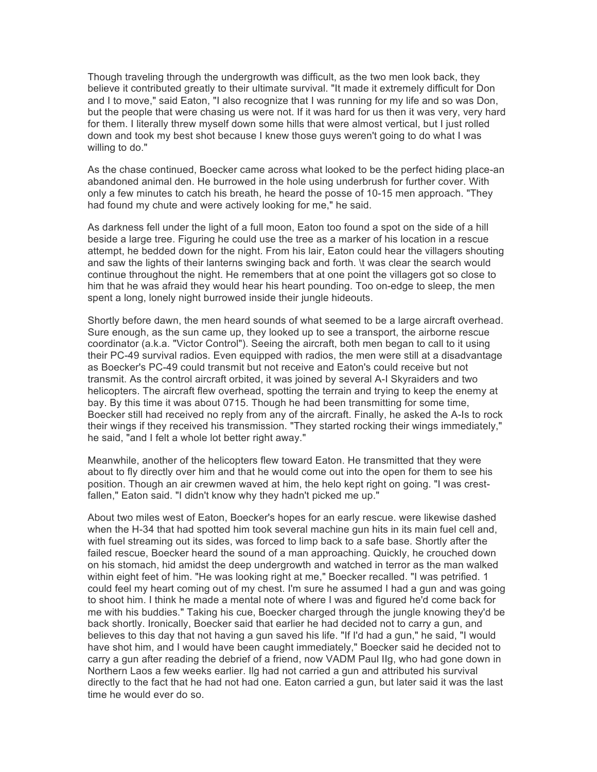Though traveling through the undergrowth was difficult, as the two men look back, they believe it contributed greatly to their ultimate survival. "It made it extremely difficult for Don and I to move," said Eaton, "I also recognize that I was running for my life and so was Don, but the people that were chasing us were not. If it was hard for us then it was very, very hard for them. I literally threw myself down some hills that were almost vertical, but I just rolled down and took my best shot because I knew those guys weren't going to do what I was willing to do."

As the chase continued, Boecker came across what looked to be the perfect hiding place-an abandoned animal den. He burrowed in the hole using underbrush for further cover. With only a few minutes to catch his breath, he heard the posse of 10-15 men approach. "They had found my chute and were actively looking for me," he said.

As darkness fell under the light of a full moon, Eaton too found a spot on the side of a hill beside a large tree. Figuring he could use the tree as a marker of his location in a rescue attempt, he bedded down for the night. From his lair, Eaton could hear the villagers shouting and saw the lights of their lanterns swinging back and forth. \t was clear the search would continue throughout the night. He remembers that at one point the villagers got so close to him that he was afraid they would hear his heart pounding. Too on-edge to sleep, the men spent a long, lonely night burrowed inside their jungle hideouts.

Shortly before dawn, the men heard sounds of what seemed to be a large aircraft overhead. Sure enough, as the sun came up, they looked up to see a transport, the airborne rescue coordinator (a.k.a. "Victor Control"). Seeing the aircraft, both men began to call to it using their PC-49 survival radios. Even equipped with radios, the men were still at a disadvantage as Boecker's PC-49 could transmit but not receive and Eaton's could receive but not transmit. As the control aircraft orbited, it was joined by several A-I Skyraiders and two helicopters. The aircraft flew overhead, spotting the terrain and trying to keep the enemy at bay. By this time it was about 0715. Though he had been transmitting for some time, Boecker still had received no reply from any of the aircraft. Finally, he asked the A-Is to rock their wings if they received his transmission. "They started rocking their wings immediately," he said, "and I felt a whole lot better right away."

Meanwhile, another of the helicopters flew toward Eaton. He transmitted that they were about to fly directly over him and that he would come out into the open for them to see his position. Though an air crewmen waved at him, the helo kept right on going. "I was crest-fallen," Eaton said. "I didn't know why they hadn't picked me up."

About two miles west of Eaton, Boecker's hopes for an early rescue. were likewise dashed when the H-34 that had spotted him took several machine gun hits in its main fuel cell and, with fuel streaming out its sides, was forced to limp back to a safe base. Shortly after the failed rescue, Boecker heard the sound of a man approaching. Quickly, he crouched down on his stomach, hid amidst the deep undergrowth and watched in terror as the man walked within eight feet of him. "He was looking right at me," Boecker recalled. "I was petrified. 1 could feel my heart coming out of my chest. I'm sure he assumed I had a gun and was going to shoot him. I think he made a mental note of where I was and figured he'd come back for me with his buddies." Taking his cue, Boecker charged through the jungle knowing they'd be back shortly. Ironically, Boecker said that earlier he had decided not to carry a gun, and believes to this day that not having a gun saved his life. "If I'd had a gun," he said, "I would have shot him, and I would have been caught immediately," Boecker said he decided not to carry a gun after reading the debrief of a friend, now VADM Paul IIg, who had gone down in Northern Laos a few weeks earlier. Ilg had not carried a gun and attributed his survival directly to the fact that he had not had one. Eaton carried a gun, but later said it was the last time he would ever do so.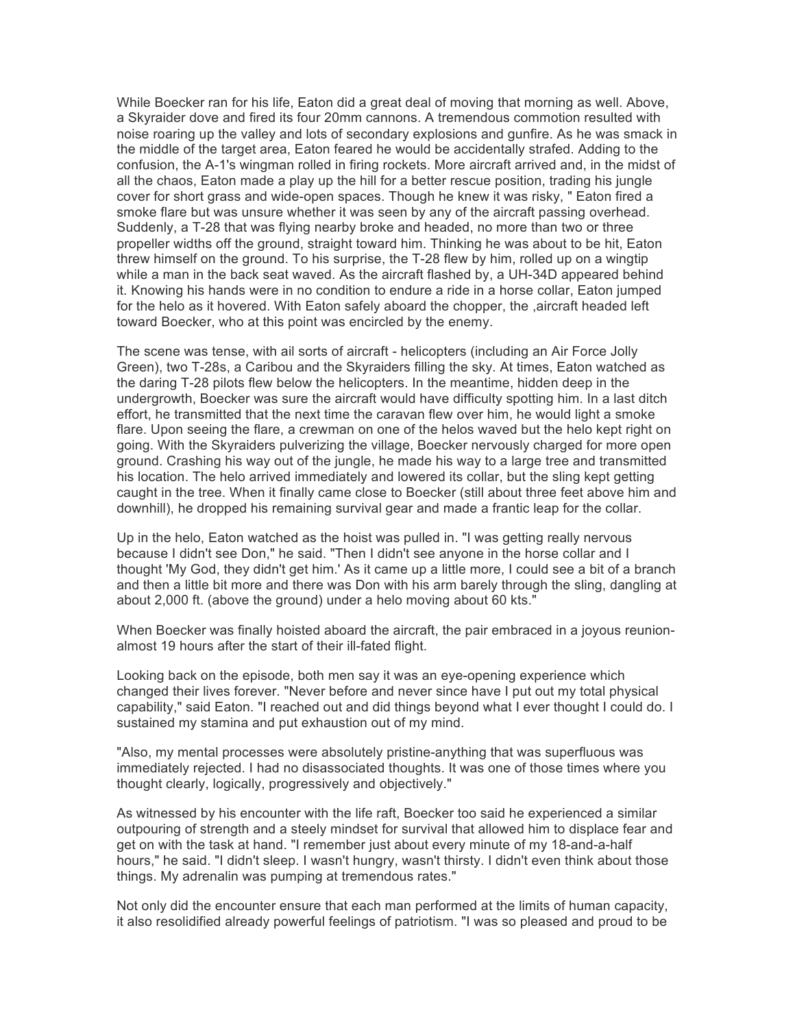While Boecker ran for his life, Eaton did a great deal of moving that morning as well. Above, a Skyraider dove and fired its four 20mm cannons. A tremendous commotion resulted with noise roaring up the valley and lots of secondary explosions and gunfire. As he was smack in the middle of the target area, Eaton feared he would be accidentally strafed. Adding to the confusion, the A-1's wingman rolled in firing rockets. More aircraft arrived and, in the midst of all the chaos, Eaton made a play up the hill for a better rescue position, trading his jungle cover for short grass and wide-open spaces. Though he knew it was risky, " Eaton fired a smoke flare but was unsure whether it was seen by any of the aircraft passing overhead. Suddenly, a T-28 that was flying nearby broke and headed, no more than two or three propeller widths off the ground, straight toward him. Thinking he was about to be hit, Eaton threw himself on the ground. To his surprise, the T-28 flew by him, rolled up on a wingtip while a man in the back seat waved. As the aircraft flashed by, a UH-34D appeared behind it. Knowing his hands were in no condition to endure a ride in a horse collar, Eaton jumped for the helo as it hovered. With Eaton safely aboard the chopper, the ,aircraft headed left toward Boecker, who at this point was encircled by the enemy.

The scene was tense, with ail sorts of aircraft - helicopters (including an Air Force Jolly Green), two T-28s, a Caribou and the Skyraiders filling the sky. At times, Eaton watched as the daring T-28 pilots flew below the helicopters. In the meantime, hidden deep in the undergrowth, Boecker was sure the aircraft would have difficulty spotting him. In a last ditch effort, he transmitted that the next time the caravan flew over him, he would light a smoke flare. Upon seeing the flare, a crewman on one of the helos waved but the helo kept right on going. With the Skyraiders pulverizing the village, Boecker nervously charged for more open ground. Crashing his way out of the jungle, he made his way to a large tree and transmitted his location. The helo arrived immediately and lowered its collar, but the sling kept getting caught in the tree. When it finally came close to Boecker (still about three feet above him and downhill), he dropped his remaining survival gear and made a frantic leap for the collar.

Up in the helo, Eaton watched as the hoist was pulled in. "I was getting really nervous because I didn't see Don," he said. "Then I didn't see anyone in the horse collar and I thought 'My God, they didn't get him.' As it came up a little more, I could see a bit of a branch and then a little bit more and there was Don with his arm barely through the sling, dangling at about 2,000 ft. (above the ground) under a helo moving about 60 kts."

When Boecker was finally hoisted aboard the aircraft, the pair embraced in a joyous reunion-almost 19 hours after the start of their ill-fated flight.

Looking back on the episode, both men say it was an eye-opening experience which changed their lives forever. "Never before and never since have I put out my total physical capability," said Eaton. "I reached out and did things beyond what I ever thought I could do. I sustained my stamina and put exhaustion out of my mind.

"Also, my mental processes were absolutely pristine-anything that was superfluous was immediately rejected. I had no disassociated thoughts. It was one of those times where you thought clearly, logically, progressively and objectively."

As witnessed by his encounter with the life raft, Boecker too said he experienced a similar outpouring of strength and a steely mindset for survival that allowed him to displace fear and get on with the task at hand. "I remember just about every minute of my 18-and-a-half hours," he said. "I didn't sleep. I wasn't hungry, wasn't thirsty. I didn't even think about those things. My adrenalin was pumping at tremendous rates."

Not only did the encounter ensure that each man performed at the limits of human capacity, it also resolidified already powerful feelings of patriotism. "I was so pleased and proud to be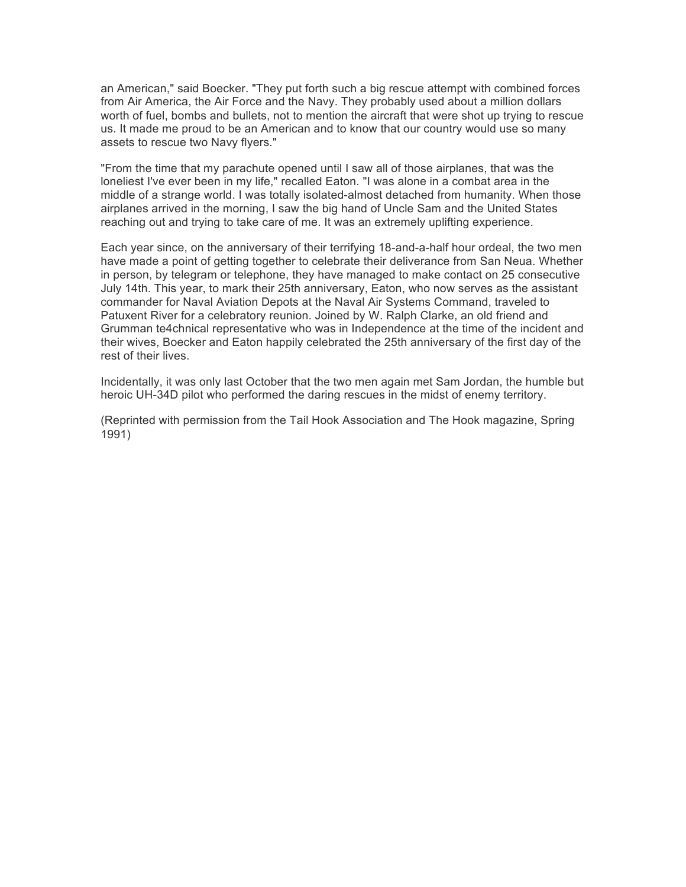an American," said Boecker. "They put forth such a big rescue attempt with combined forces from Air America, the Air Force and the Navy. They probably used about a million dollars worth of fuel, bombs and bullets, not to mention the aircraft that were shot up trying to rescue us. It made me proud to be an American and to know that our country would use so many assets to rescue two Navy flyers."

"From the time that my parachute opened until I saw all of those airplanes, that was the loneliest I've ever been in my life," recalled Eaton. "I was alone in a combat area in the middle of a strange world. I was totally isolated-almost detached from humanity. When those airplanes arrived in the morning, I saw the big hand of Uncle Sam and the United States reaching out and trying to take care of me. It was an extremely uplifting experience.

Each year since, on the anniversary of their terrifying 18-and-a-half hour ordeal, the two men have made a point of getting together to celebrate their deliverance from San Neua. Whether in person, by telegram or telephone, they have managed to make contact on 25 consecutive July 14th. This year, to mark their 25th anniversary, Eaton, who now serves as the assistant commander for Naval Aviation Depots at the Naval Air Systems Command, traveled to Patuxent River for a celebratory reunion. Joined by W. Ralph Clarke, an old friend and Grumman te4chnical representative who was in Independence at the time of the incident and their wives, Boecker and Eaton happily celebrated the 25th anniversary of the first day of the rest of their lives.

Incidentally, it was only last October that the two men again met Sam Jordan, the humble but heroic UH-34D pilot who performed the daring rescues in the midst of enemy territory.

(Reprinted with permission from the Tail Hook Association and The Hook magazine, Spring 1991)